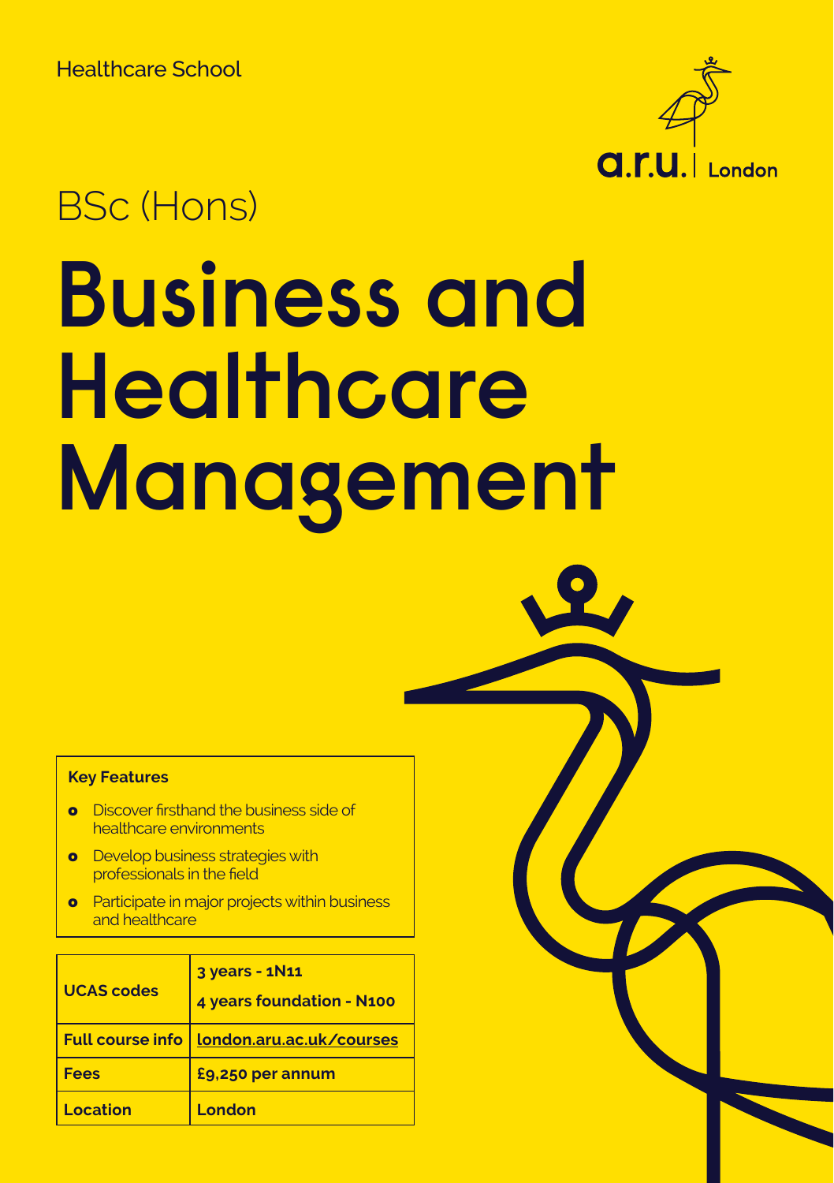Healthcare School

a.r.u. | London

# BSc (Hons)

# Business and Healthcare Management

**Key Features**

- Discover firsthand the business side of healthcare environments
- Develop business strategies with professionals in the field
- Participate in major projects within business and healthcare

| | |
|---|---|
| **UCAS codes** | **3 years - 1N11**<br>**4 years foundation - N100** |
| **Full course info** | **london.aru.ac.uk/courses** |
| **Fees** | **£9,250 per annum** |
| **Location** | **London** |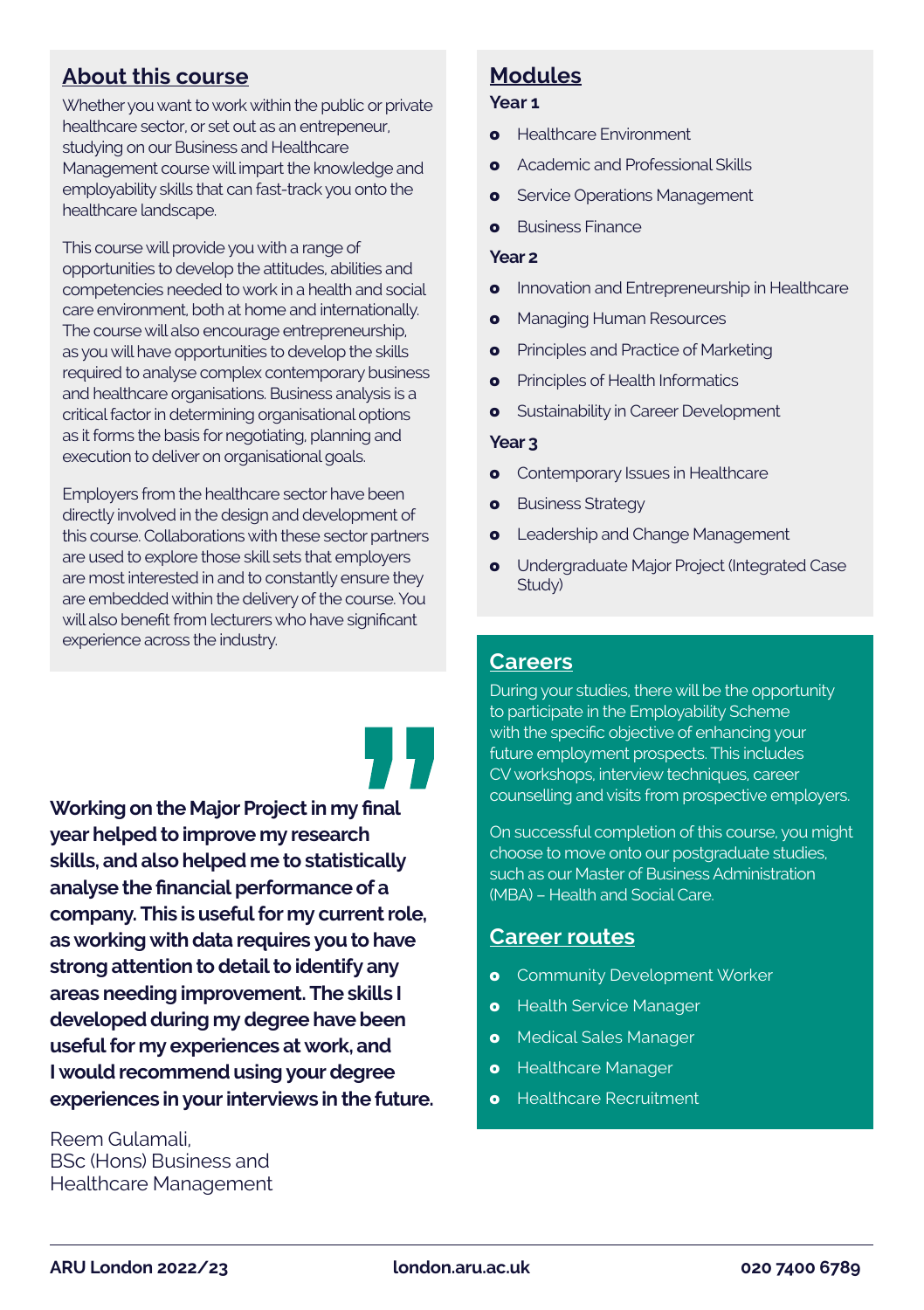## About this course

Whether you want to work within the public or private healthcare sector, or set out as an entrepeneur, studying on our Business and Healthcare Management course will impart the knowledge and employability skills that can fast-track you onto the healthcare landscape.

This course will provide you with a range of opportunities to develop the attitudes, abilities and competencies needed to work in a health and social care environment, both at home and internationally. The course will also encourage entrepreneurship, as you will have opportunities to develop the skills required to analyse complex contemporary business and healthcare organisations. Business analysis is a critical factor in determining organisational options as it forms the basis for negotiating, planning and execution to deliver on organisational goals.

Employers from the healthcare sector have been directly involved in the design and development of this course. Collaborations with these sector partners are used to explore those skill sets that employers are most interested in and to constantly ensure they are embedded within the delivery of the course. You will also benefit from lecturers who have significant experience across the industry.

**Working on the Major Project in my final year helped to improve my research skills, and also helped me to statistically analyse the financial performance of a company. This is useful for my current role, as working with data requires you to have strong attention to detail to identify any areas needing improvement. The skills I developed during my degree have been useful for my experiences at work, and I would recommend using your degree experiences in your interviews in the future.**

Reem Gulamali,
BSc (Hons) Business and Healthcare Management

## Modules

**Year 1**

- Healthcare Environment
- Academic and Professional Skills
- Service Operations Management
- Business Finance

**Year 2**

- Innovation and Entrepreneurship in Healthcare
- Managing Human Resources
- Principles and Practice of Marketing
- Principles of Health Informatics
- Sustainability in Career Development

**Year 3**

- Contemporary Issues in Healthcare
- Business Strategy
- Leadership and Change Management
- Undergraduate Major Project (Integrated Case Study)

## Careers

During your studies, there will be the opportunity to participate in the Employability Scheme with the specific objective of enhancing your future employment prospects. This includes CV workshops, interview techniques, career counselling and visits from prospective employers.

On successful completion of this course, you might choose to move onto our postgraduate studies, such as our Master of Business Administration (MBA) – Health and Social Care.

## Career routes

- Community Development Worker
- Health Service Manager
- Medical Sales Manager
- Healthcare Manager
- Healthcare Recruitment